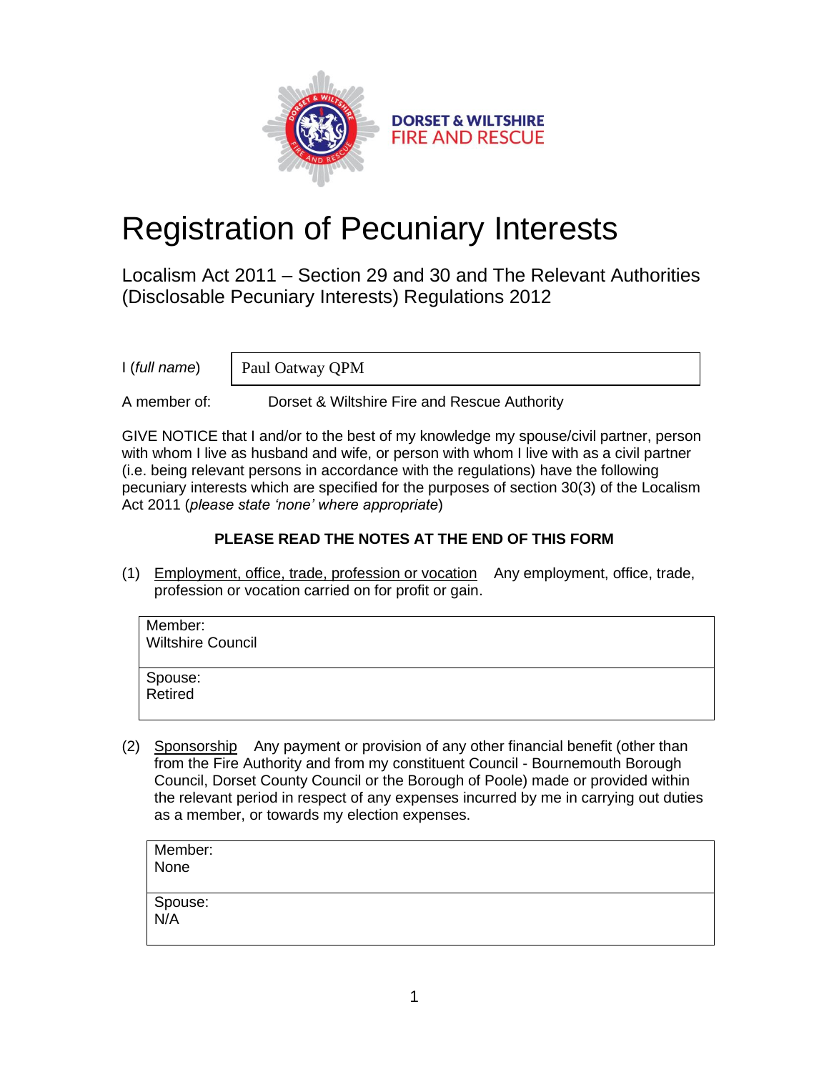DORSET & WILTSHIRE
FIRE AND RESCUE

# Registration of Pecuniary Interests

## Localism Act 2011 – Section 29 and 30 and The Relevant Authorities (Disclosable Pecuniary Interests) Regulations 2012

I (*full name*) Paul Oatway QPM

A member of: Dorset & Wiltshire Fire and Rescue Authority

GIVE NOTICE that I and/or to the best of my knowledge my spouse/civil partner, person with whom I live as husband and wife, or person with whom I live with as a civil partner (i.e. being relevant persons in accordance with the regulations) have the following pecuniary interests which are specified for the purposes of section 30(3) of the Localism Act 2011 (*please state 'none' where appropriate*)

**PLEASE READ THE NOTES AT THE END OF THIS FORM**

(1) Employment, office, trade, profession or vocation Any employment, office, trade, profession or vocation carried on for profit or gain.

| |
|---|
| Member:<br>Wiltshire Council |
| Spouse:<br>Retired |

(2) Sponsorship Any payment or provision of any other financial benefit (other than from the Fire Authority and from my constituent Council - Bournemouth Borough Council, Dorset County Council or the Borough of Poole) made or provided within the relevant period in respect of any expenses incurred by me in carrying out duties as a member, or towards my election expenses.

| |
|---|
| Member:<br>None |
| Spouse:<br>N/A |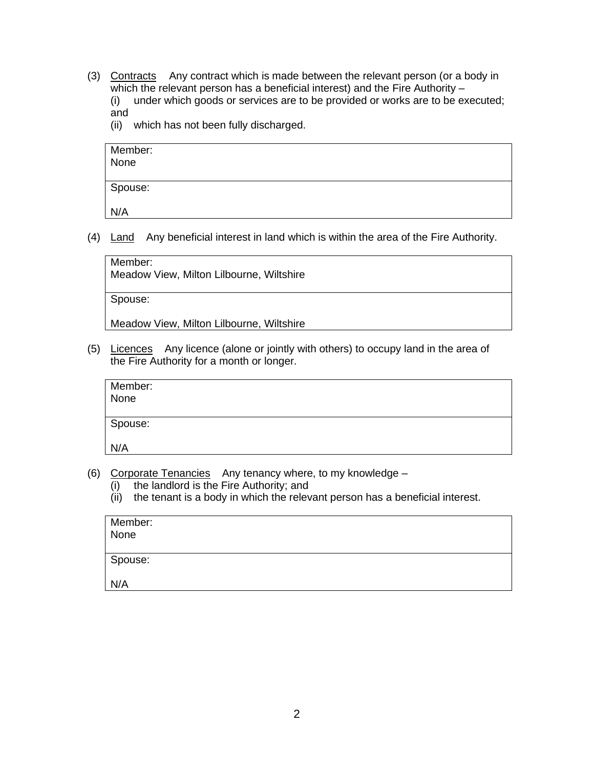(3) Contracts Any contract which is made between the relevant person (or a body in which the relevant person has a beneficial interest) and the Fire Authority –
(i) under which goods or services are to be provided or works are to be executed; and
(ii) which has not been fully discharged.

| Member:<br>None |
|---|
| Spouse:<br><br>N/A |

(4) Land Any beneficial interest in land which is within the area of the Fire Authority.

| Member:<br>Meadow View, Milton Lilbourne, Wiltshire |
|---|
| Spouse:<br><br>Meadow View, Milton Lilbourne, Wiltshire |

(5) Licences Any licence (alone or jointly with others) to occupy land in the area of the Fire Authority for a month or longer.

| Member:<br>None |
|---|
| Spouse:<br><br>N/A |

(6) Corporate Tenancies Any tenancy where, to my knowledge –
(i) the landlord is the Fire Authority; and
(ii) the tenant is a body in which the relevant person has a beneficial interest.

| Member:<br>None |
|---|
| Spouse:<br><br>N/A |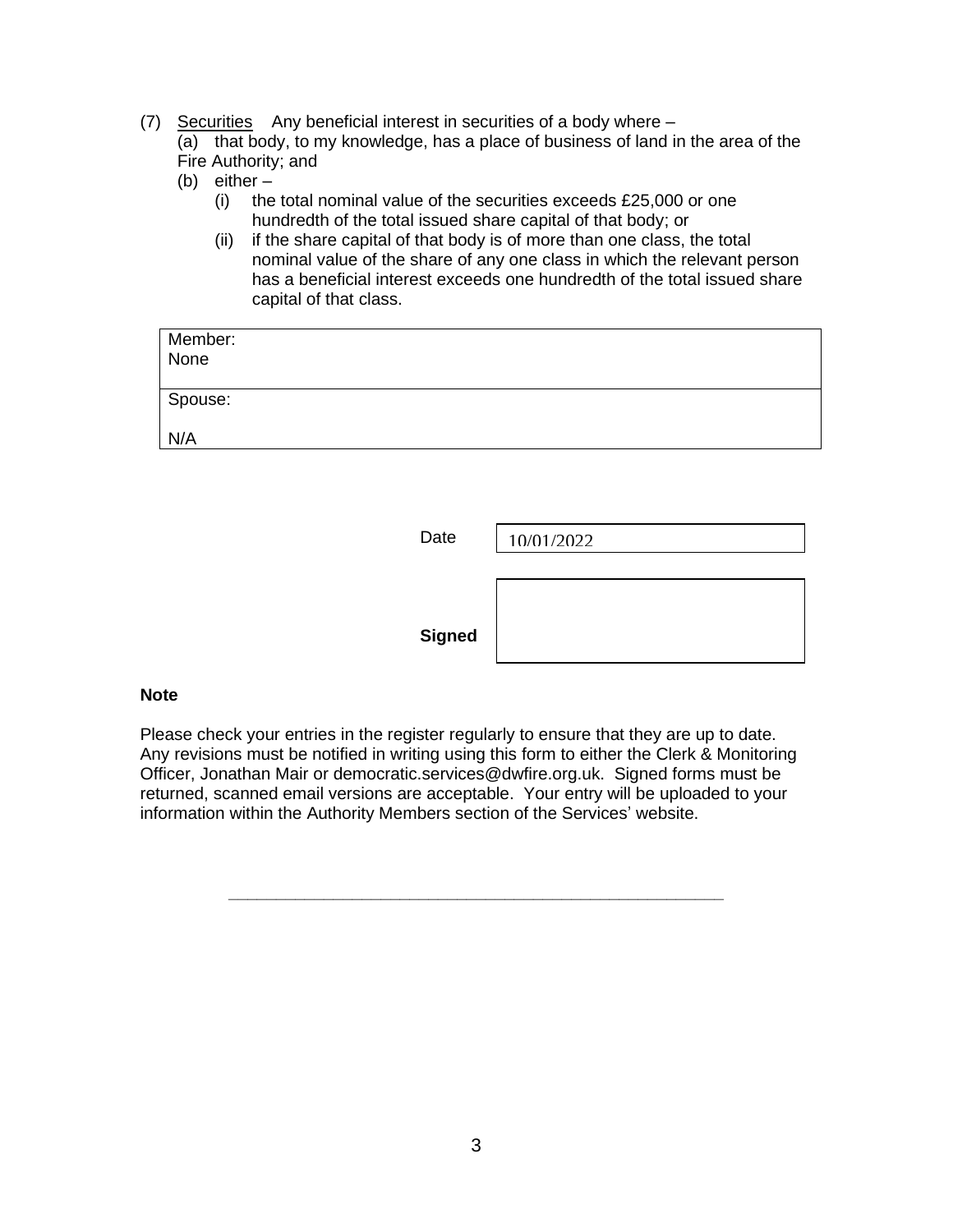(7) <u>Securities</u> Any beneficial interest in securities of a body where –

(a) that body, to my knowledge, has a place of business of land in the area of the Fire Authority; and

(b) either –

  (i) the total nominal value of the securities exceeds £25,000 or one hundredth of the total issued share capital of that body; or

  (ii) if the share capital of that body is of more than one class, the total nominal value of the share of any one class in which the relevant person has a beneficial interest exceeds one hundredth of the total issued share capital of that class.

| Member:<br>None |
| --- |
| Spouse:<br><br>N/A |

| | |
| --- | --- |
| Date | 10/01/2022 |
| **Signed** | |

**Note**

Please check your entries in the register regularly to ensure that they are up to date. Any revisions must be notified in writing using this form to either the Clerk & Monitoring Officer, Jonathan Mair or democratic.services@dwfire.org.uk. Signed forms must be returned, scanned email versions are acceptable. Your entry will be uploaded to your information within the Authority Members section of the Services' website.

---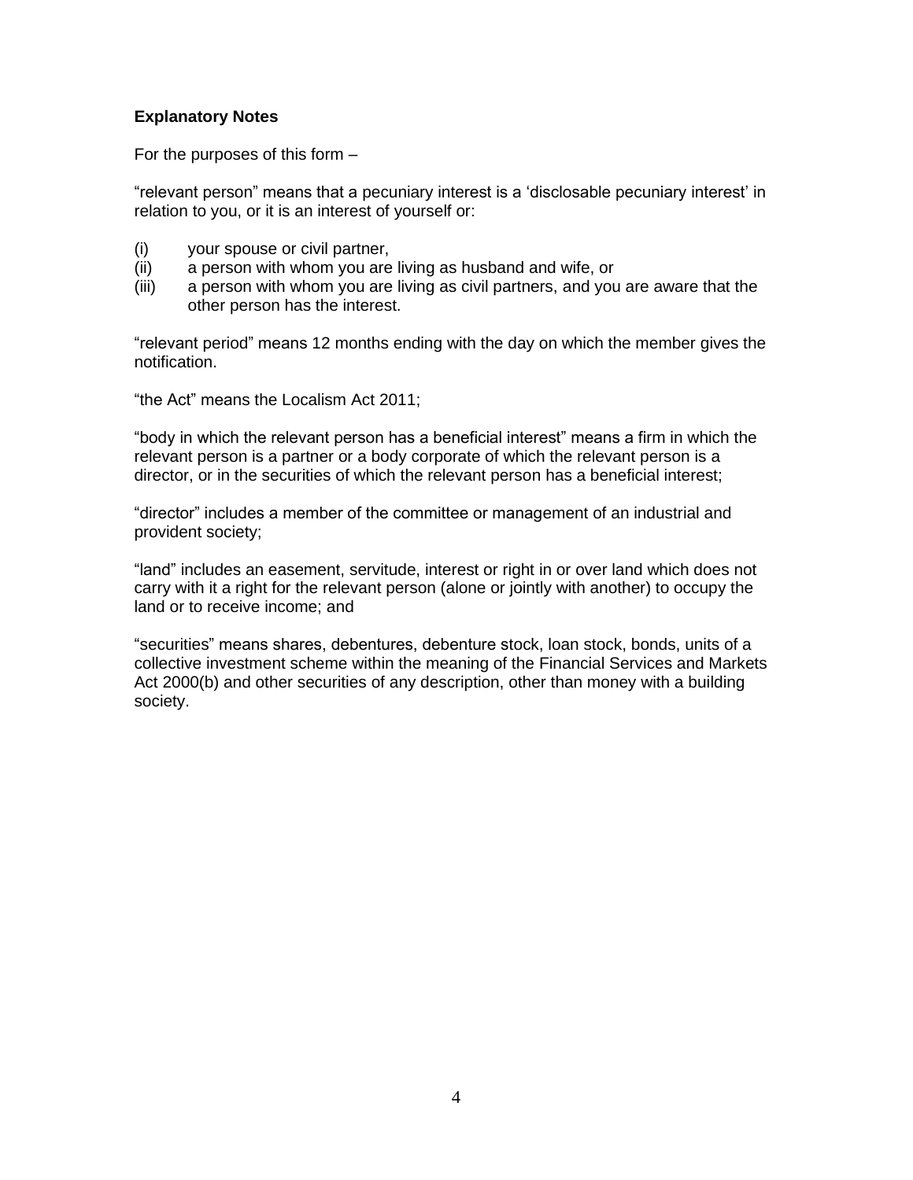**Explanatory Notes**

For the purposes of this form –

"relevant person" means that a pecuniary interest is a 'disclosable pecuniary interest' in relation to you, or it is an interest of yourself or:

(i) your spouse or civil partner,
(ii) a person with whom you are living as husband and wife, or
(iii) a person with whom you are living as civil partners, and you are aware that the other person has the interest.

"relevant period" means 12 months ending with the day on which the member gives the notification.

"the Act" means the Localism Act 2011;

"body in which the relevant person has a beneficial interest" means a firm in which the relevant person is a partner or a body corporate of which the relevant person is a director, or in the securities of which the relevant person has a beneficial interest;

"director" includes a member of the committee or management of an industrial and provident society;

"land" includes an easement, servitude, interest or right in or over land which does not carry with it a right for the relevant person (alone or jointly with another) to occupy the land or to receive income; and

"securities" means shares, debentures, debenture stock, loan stock, bonds, units of a collective investment scheme within the meaning of the Financial Services and Markets Act 2000(b) and other securities of any description, other than money with a building society.